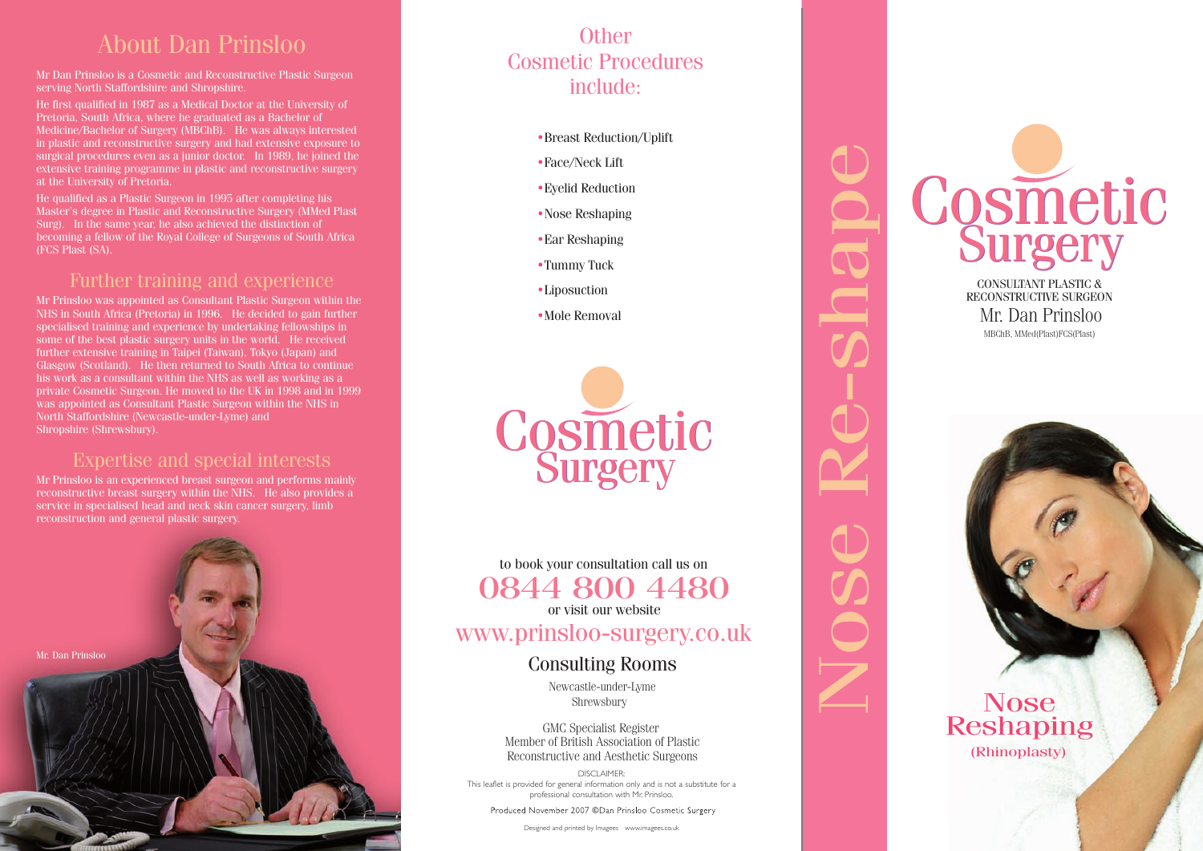# About Dan Prinsloo

Mr Dan Prinsloo is a Cosmetic and Reconstructive Plastic Surgeon serving North Staffordshire and Shropshire.

He first qualified in 1987 as a Medical Doctor at the University of Pretoria, South Africa, where he graduated as a Bachelor of Medicine/Bachelor of Surgery (MBChB). He was always interested in plastic and reconstructive surgery and had extensive exposure to surgical procedures even as a junior doctor. In 1989, he joined the extensive training programme in plastic and reconstructive surgery at the University of Pretoria.

He qualified as a Plastic Surgeon in 1995 after completing his Master's degree in Plastic and Reconstructive Surgery (MMed Plast Surg). In the same year, he also achieved the distinction of becoming a fellow of the Royal College of Surgeons of South Africa (FCS Plast (SA).

## Further training and experience

Mr Prinsloo was appointed as Consultant Plastic Surgeon within the NHS in South Africa (Pretoria) in 1996. He decided to gain further specialised training and experience by undertaking fellowships in some of the best plastic surgery units in the world. He received further extensive training in Taipei (Taiwan), Tokyo (Japan) and Glasgow (Scotland). He then returned to South Africa to continue his work as a consultant within the NHS as well as working as a private Cosmetic Surgeon. He moved to the UK in 1998 and in 1999 was appointed as Consultant Plastic Surgeon within the NHS in North Staffordshire (Newcastle-under-Lyme) and Shropshire (Shrewsbury).

## Expertise and special interests

Mr Prinsloo is an experienced breast surgeon and performs mainly reconstructive breast surgery within the NHS. He also provides a service in specialised head and neck skin cancer surgery, limb reconstruction and general plastic surgery.

Mr. Dan Prinsloo

# Other Cosmetic Procedures include:

- Breast Reduction/Uplift
- Face/Neck Lift
- Eyelid Reduction
- Nose Reshaping
- Ear Reshaping
- Tummy Tuck
- Liposuction
- Mole Removal

Cosmetic Surgery

to book your consultation call us on

**0844 800 4480**

or visit our website

www.prinsloo-surgery.co.uk

## Consulting Rooms

Newcastle-under-Lyme
Shrewsbury

GMC Specialist Register
Member of British Association of Plastic Reconstructive and Aesthetic Surgeons

DISCLAIMER:
This leaflet is provided for general information only and is not a substitute for a professional consultation with Mr. Prinsloo.

Produced November 2007 ©Dan Prinsloo Cosmetic Surgery

Designed and printed by Imagees www.imagees.co.uk

Nose Re-shape

# Cosmetic Surgery

CONSULTANT PLASTIC & RECONSTRUCTIVE SURGEON

Mr. Dan Prinsloo

MBChB, MMed(Plast)FCS(Plast)

# Nose Reshaping

(Rhinoplasty)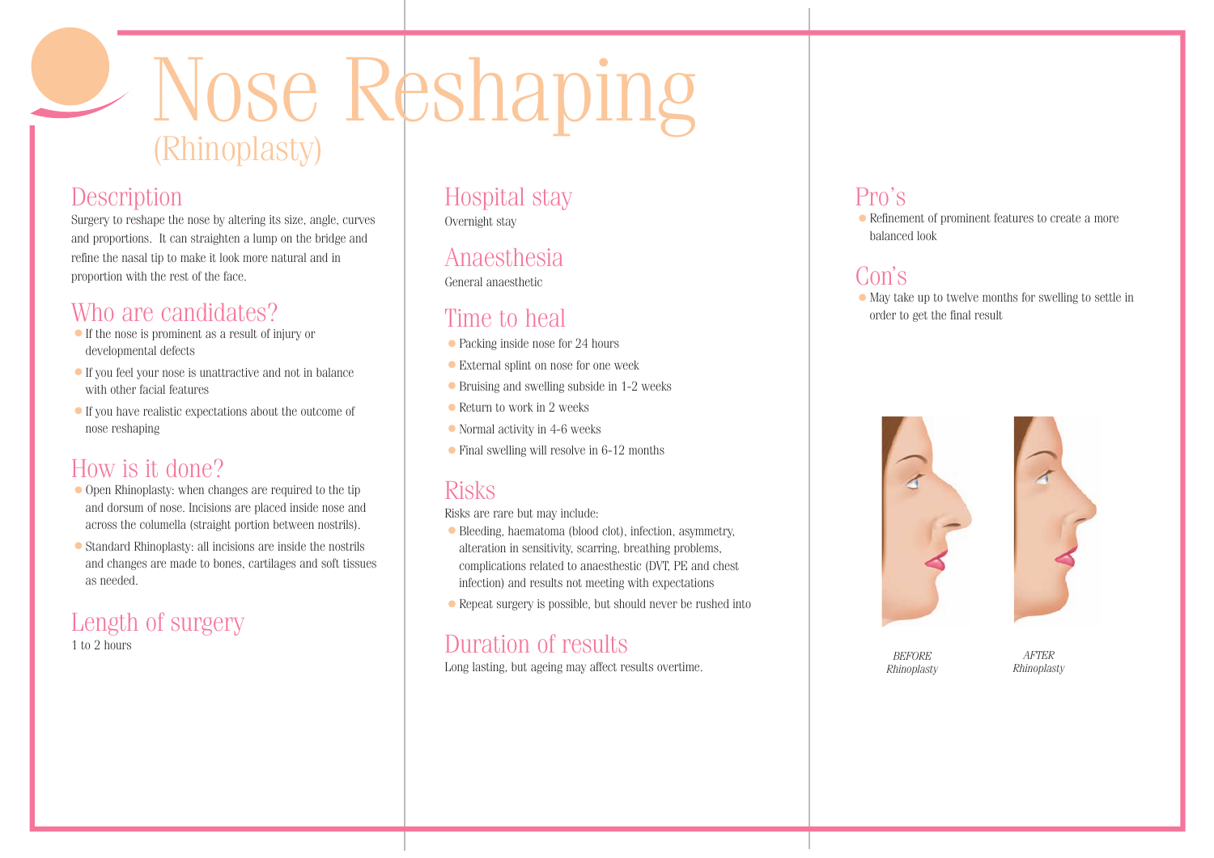# Nose Reshaping (Rhinoplasty)

## Description

Surgery to reshape the nose by altering its size, angle, curves and proportions. It can straighten a lump on the bridge and refine the nasal tip to make it look more natural and in proportion with the rest of the face.

## Who are candidates?

- If the nose is prominent as a result of injury or developmental defects
- If you feel your nose is unattractive and not in balance with other facial features
- If you have realistic expectations about the outcome of nose reshaping

## How is it done?

- Open Rhinoplasty: when changes are required to the tip and dorsum of nose. Incisions are placed inside nose and across the columella (straight portion between nostrils).
- Standard Rhinoplasty: all incisions are inside the nostrils and changes are made to bones, cartilages and soft tissues as needed.

## Length of surgery

1 to 2 hours

## Hospital stay

Overnight stay

## Anaesthesia

General anaesthetic

## Time to heal

- Packing inside nose for 24 hours
- External splint on nose for one week
- Bruising and swelling subside in 1-2 weeks
- Return to work in 2 weeks
- Normal activity in 4-6 weeks
- Final swelling will resolve in 6-12 months

## Risks

Risks are rare but may include:

- Bleeding, haematoma (blood clot), infection, asymmetry, alteration in sensitivity, scarring, breathing problems, complications related to anaesthestic (DVT, PE and chest infection) and results not meeting with expectations
- Repeat surgery is possible, but should never be rushed into

## Duration of results

Long lasting, but ageing may affect results overtime.

## Pro's

- Refinement of prominent features to create a more balanced look

## Con's

- May take up to twelve months for swelling to settle in order to get the final result

*BEFORE Rhinoplasty*

*AFTER Rhinoplasty*